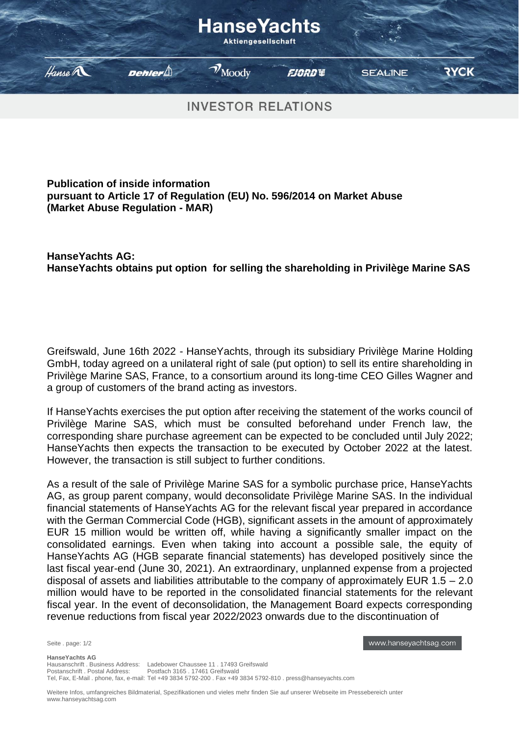**Publication of inside information**
**pursuant to Article 17 of Regulation (EU) No. 596/2014 on Market Abuse**
**(Market Abuse Regulation - MAR)**

**HanseYachts AG:**
**HanseYachts obtains put option for selling the shareholding in Privilège Marine SAS**

Greifswald, June 16th 2022 - HanseYachts, through its subsidiary Privilège Marine Holding GmbH, today agreed on a unilateral right of sale (put option) to sell its entire shareholding in Privilège Marine SAS, France, to a consortium around its long-time CEO Gilles Wagner and a group of customers of the brand acting as investors.

If HanseYachts exercises the put option after receiving the statement of the works council of Privilège Marine SAS, which must be consulted beforehand under French law, the corresponding share purchase agreement can be expected to be concluded until July 2022; HanseYachts then expects the transaction to be executed by October 2022 at the latest. However, the transaction is still subject to further conditions.

As a result of the sale of Privilège Marine SAS for a symbolic purchase price, HanseYachts AG, as group parent company, would deconsolidate Privilège Marine SAS. In the individual financial statements of HanseYachts AG for the relevant fiscal year prepared in accordance with the German Commercial Code (HGB), significant assets in the amount of approximately EUR 15 million would be written off, while having a significantly smaller impact on the consolidated earnings. Even when taking into account a possible sale, the equity of HanseYachts AG (HGB separate financial statements) has developed positively since the last fiscal year-end (June 30, 2021). An extraordinary, unplanned expense from a projected disposal of assets and liabilities attributable to the company of approximately EUR 1.5 – 2.0 million would have to be reported in the consolidated financial statements for the relevant fiscal year. In the event of deconsolidation, the Management Board expects corresponding revenue reductions from fiscal year 2022/2023 onwards due to the discontinuation of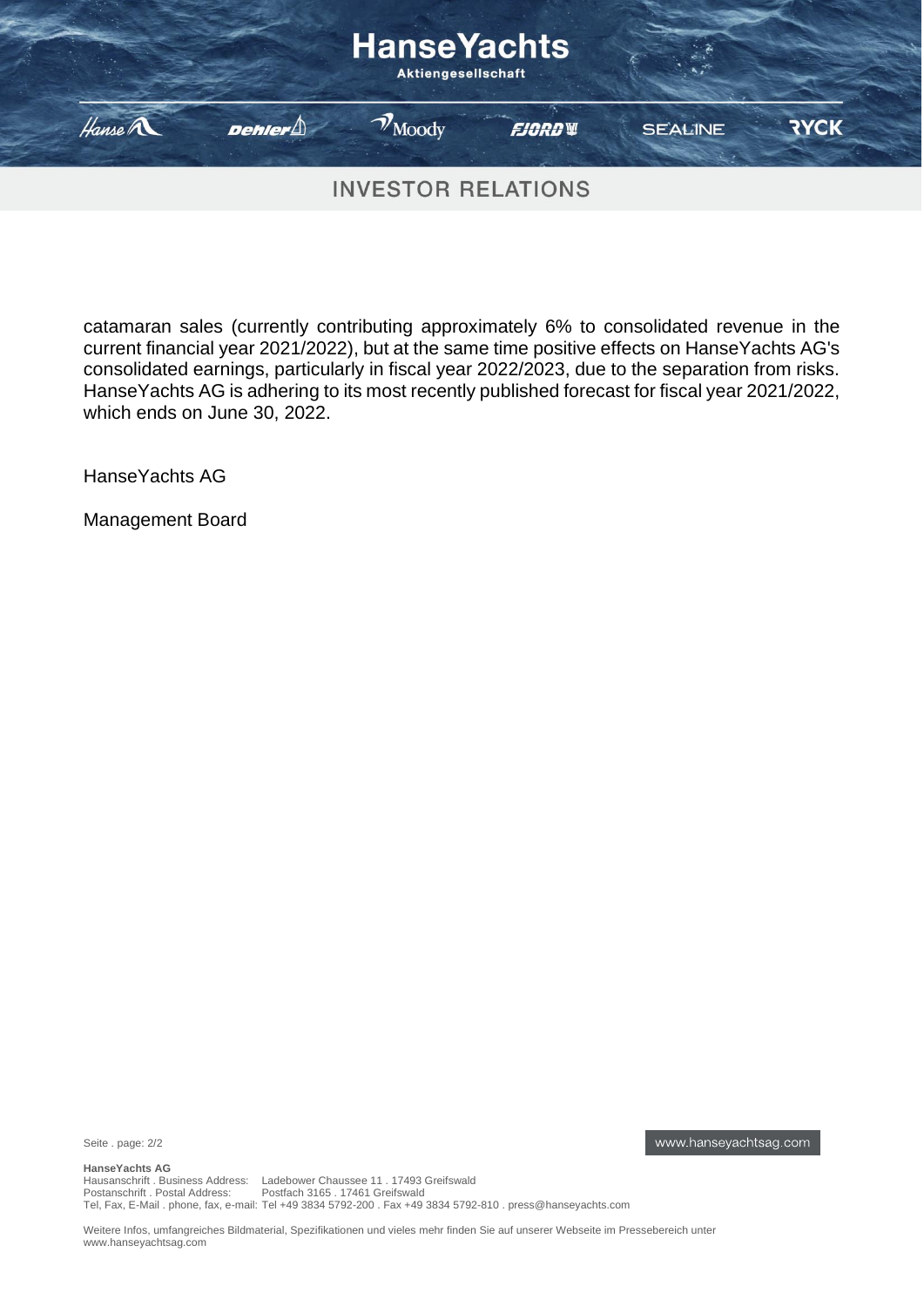catamaran sales (currently contributing approximately 6% to consolidated revenue in the current financial year 2021/2022), but at the same time positive effects on HanseYachts AG's consolidated earnings, particularly in fiscal year 2022/2023, due to the separation from risks. HanseYachts AG is adhering to its most recently published forecast for fiscal year 2021/2022, which ends on June 30, 2022.

HanseYachts AG

Management Board